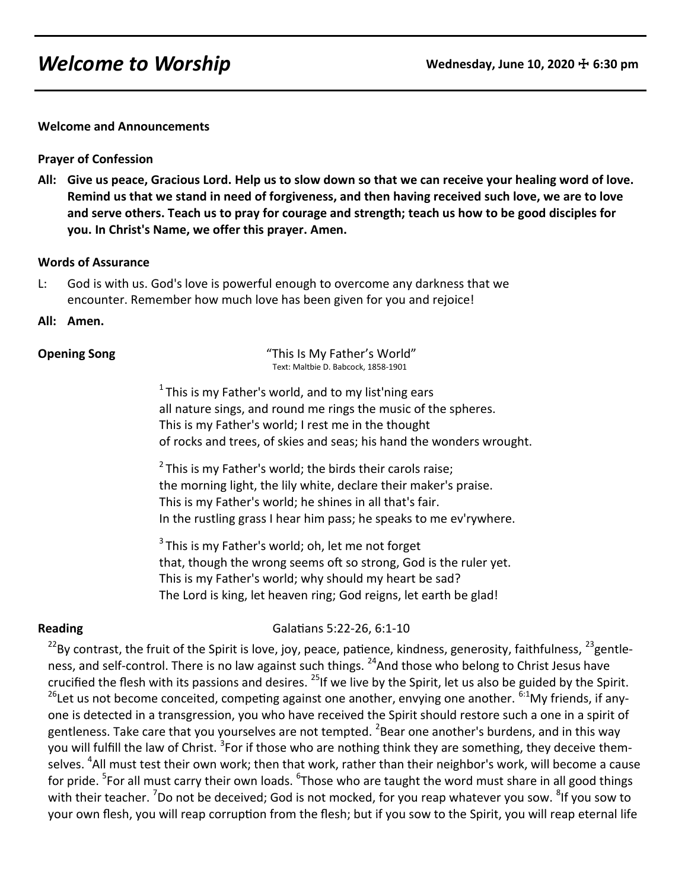# *Welcome to Worship*

**Wednesday, June 10, 2020 ☩ 6:30 pm**

**Welcome and Announcements**

**Prayer of Confession**

**All: Give us peace, Gracious Lord. Help us to slow down so that we can receive your healing word of love. Remind us that we stand in need of forgiveness, and then having received such love, we are to love and serve others. Teach us to pray for courage and strength; teach us how to be good disciples for you. In Christ's Name, we offer this prayer. Amen.**

**Words of Assurance**

L: God is with us. God's love is powerful enough to overcome any darkness that we encounter. Remember how much love has been given for you and rejoice!

**All: Amen.**

**Opening Song** "This Is My Father's World"
Text: Maltbie D. Babcock, 1858-1901

[1] This is my Father's world, and to my list'ning ears
all nature sings, and round me rings the music of the spheres.
This is my Father's world; I rest me in the thought
of rocks and trees, of skies and seas; his hand the wonders wrought.

[2] This is my Father's world; the birds their carols raise;
the morning light, the lily white, declare their maker's praise.
This is my Father's world; he shines in all that's fair.
In the rustling grass I hear him pass; he speaks to me ev'rywhere.

[3] This is my Father's world; oh, let me not forget
that, though the wrong seems oft so strong, God is the ruler yet.
This is my Father's world; why should my heart be sad?
The Lord is king, let heaven ring; God reigns, let earth be glad!

**Reading** Galatians 5:22-26, 6:1-10

[22]By contrast, the fruit of the Spirit is love, joy, peace, patience, kindness, generosity, faithfulness, [23]gentleness, and self-control. There is no law against such things. [24]And those who belong to Christ Jesus have crucified the flesh with its passions and desires. [25]If we live by the Spirit, let us also be guided by the Spirit. [26]Let us not become conceited, competing against one another, envying one another. [6:1]My friends, if anyone is detected in a transgression, you who have received the Spirit should restore such a one in a spirit of gentleness. Take care that you yourselves are not tempted. [2]Bear one another's burdens, and in this way you will fulfill the law of Christ. [3]For if those who are nothing think they are something, they deceive themselves. [4]All must test their own work; then that work, rather than their neighbor's work, will become a cause for pride. [5]For all must carry their own loads. [6]Those who are taught the word must share in all good things with their teacher. [7]Do not be deceived; God is not mocked, for you reap whatever you sow. [8]If you sow to your own flesh, you will reap corruption from the flesh; but if you sow to the Spirit, you will reap eternal life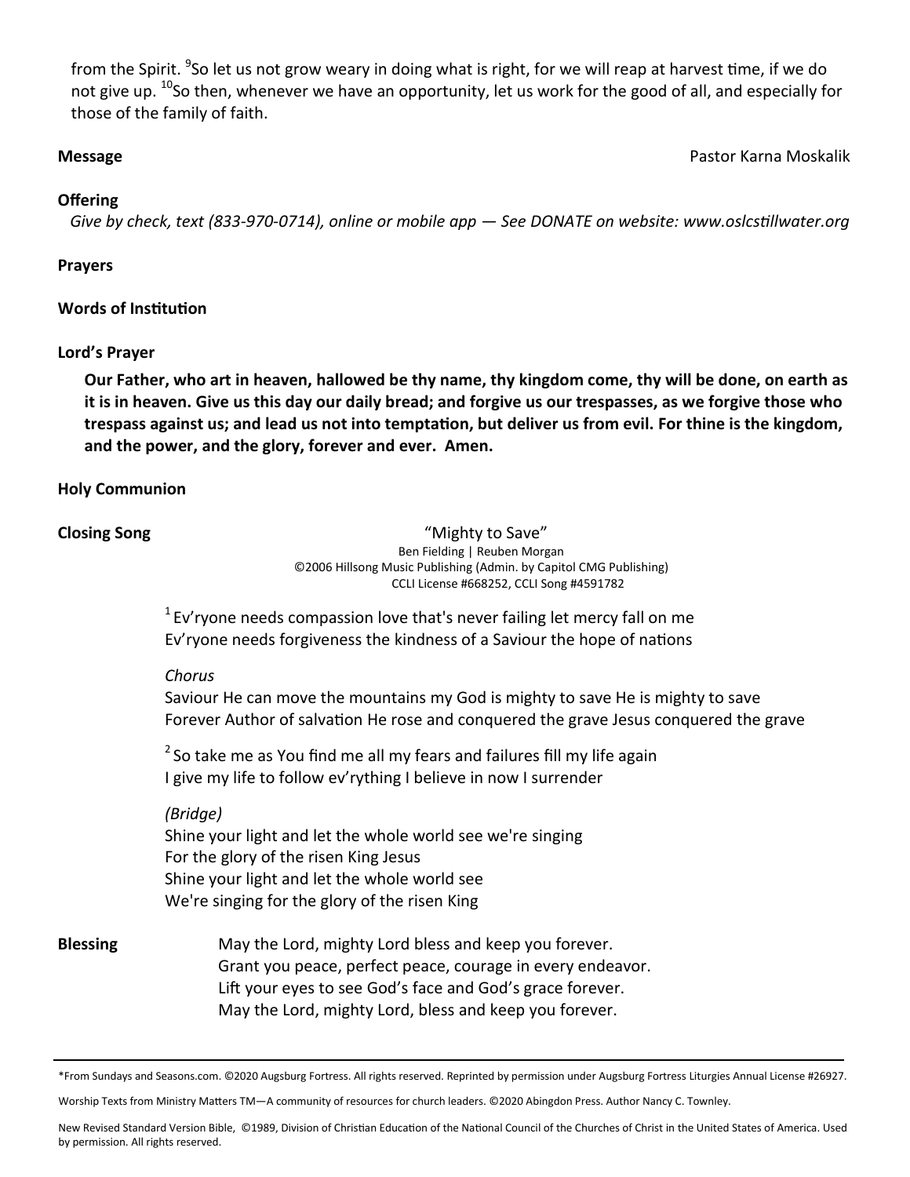from the Spirit. [9]So let us not grow weary in doing what is right, for we will reap at harvest time, if we do not give up. [10]So then, whenever we have an opportunity, let us work for the good of all, and especially for those of the family of faith.

**Message** Pastor Karna Moskalik

**Offering**

*Give by check, text (833-970-0714), online or mobile app — See DONATE on website: www.oslcstillwater.org*

**Prayers**

**Words of Institution**

**Lord's Prayer**

**Our Father, who art in heaven, hallowed be thy name, thy kingdom come, thy will be done, on earth as it is in heaven. Give us this day our daily bread; and forgive us our trespasses, as we forgive those who trespass against us; and lead us not into temptation, but deliver us from evil. For thine is the kingdom, and the power, and the glory, forever and ever. Amen.**

**Holy Communion**

**Closing Song** "Mighty to Save"

Ben Fielding | Reuben Morgan
©2006 Hillsong Music Publishing (Admin. by Capitol CMG Publishing)
CCLI License #668252, CCLI Song #4591782

[1] Ev'ryone needs compassion love that's never failing let mercy fall on me
Ev'ryone needs forgiveness the kindness of a Saviour the hope of nations

*Chorus*
Saviour He can move the mountains my God is mighty to save He is mighty to save
Forever Author of salvation He rose and conquered the grave Jesus conquered the grave

[2] So take me as You find me all my fears and failures fill my life again
I give my life to follow ev'rything I believe in now I surrender

*(Bridge)*
Shine your light and let the whole world see we're singing
For the glory of the risen King Jesus
Shine your light and let the whole world see
We're singing for the glory of the risen King

**Blessing**

May the Lord, mighty Lord bless and keep you forever.
Grant you peace, perfect peace, courage in every endeavor.
Lift your eyes to see God's face and God's grace forever.
May the Lord, mighty Lord, bless and keep you forever.

---

*From Sundays and Seasons.com. ©2020 Augsburg Fortress. All rights reserved. Reprinted by permission under Augsburg Fortress Liturgies Annual License #26927.

Worship Texts from Ministry Matters TM—A community of resources for church leaders. ©2020 Abingdon Press. Author Nancy C. Townley.

New Revised Standard Version Bible, ©1989, Division of Christian Education of the National Council of the Churches of Christ in the United States of America. Used by permission. All rights reserved.